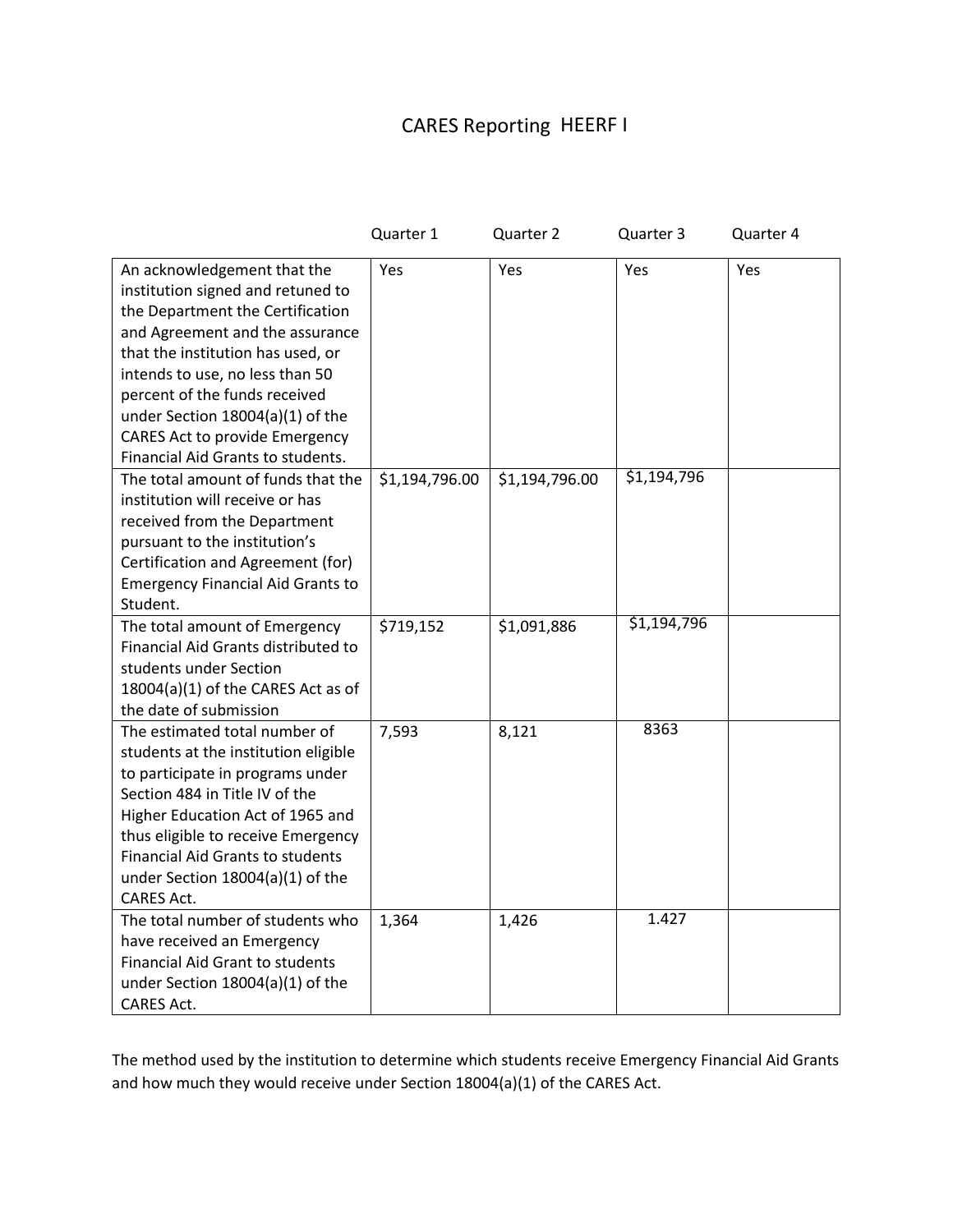# CARES Reporting HEERF I

| | Quarter 1 | Quarter 2 | Quarter 3 | Quarter 4 |
|---|---|---|---|---|
| An acknowledgement that the institution signed and retuned to the Department the Certification and Agreement and the assurance that the institution has used, or intends to use, no less than 50 percent of the funds received under Section 18004(a)(1) of the CARES Act to provide Emergency Financial Aid Grants to students. | Yes | Yes | Yes | Yes |
| The total amount of funds that the institution will receive or has received from the Department pursuant to the institution's Certification and Agreement (for) Emergency Financial Aid Grants to Student. | $1,194,796.00 | $1,194,796.00 | $1,194,796 | |
| The total amount of Emergency Financial Aid Grants distributed to students under Section 18004(a)(1) of the CARES Act as of the date of submission | $719,152 | $1,091,886 | $1,194,796 | |
| The estimated total number of students at the institution eligible to participate in programs under Section 484 in Title IV of the Higher Education Act of 1965 and thus eligible to receive Emergency Financial Aid Grants to students under Section 18004(a)(1) of the CARES Act. | 7,593 | 8,121 | 8363 | |
| The total number of students who have received an Emergency Financial Aid Grant to students under Section 18004(a)(1) of the CARES Act. | 1,364 | 1,426 | 1.427 | |

The method used by the institution to determine which students receive Emergency Financial Aid Grants and how much they would receive under Section 18004(a)(1) of the CARES Act.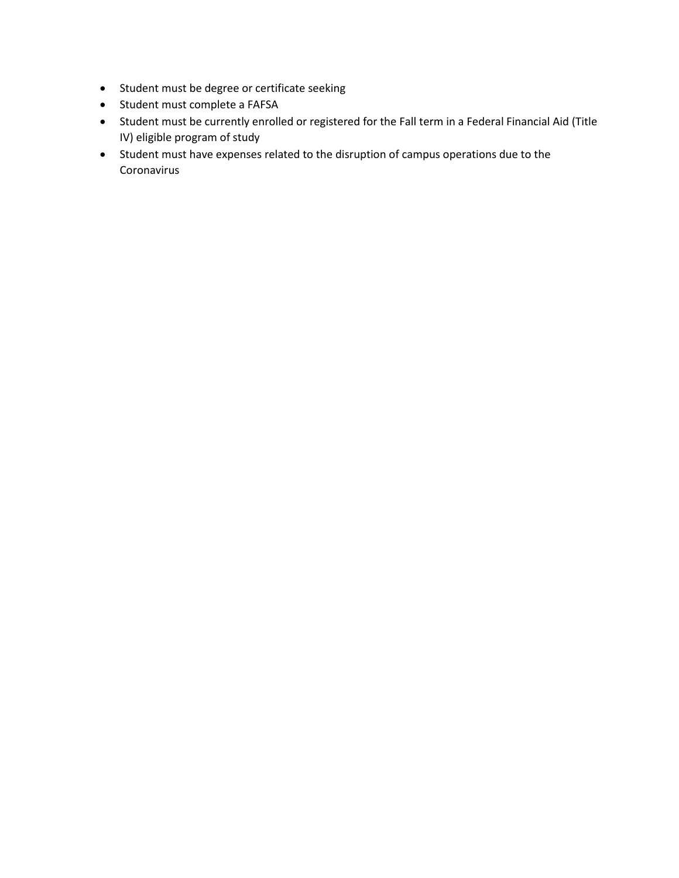- Student must be degree or certificate seeking
- Student must complete a FAFSA
- Student must be currently enrolled or registered for the Fall term in a Federal Financial Aid (Title IV) eligible program of study
- Student must have expenses related to the disruption of campus operations due to the Coronavirus